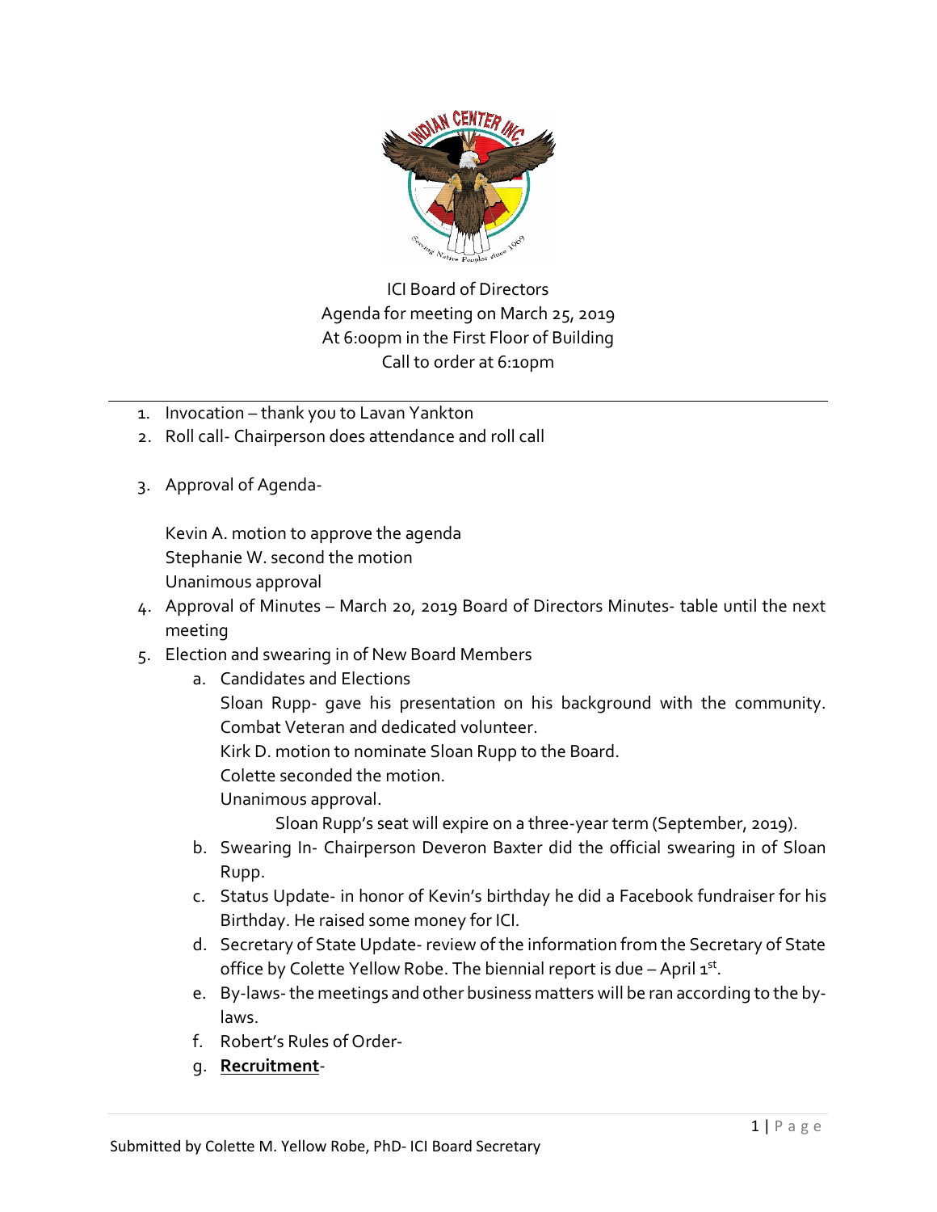ICI Board of Directors
Agenda for meeting on March 25, 2019
At 6:00pm in the First Floor of Building
Call to order at 6:10pm

---

1. Invocation – thank you to Lavan Yankton
2. Roll call- Chairperson does attendance and roll call
3. Approval of Agenda-

   Kevin A. motion to approve the agenda
   Stephanie W. second the motion
   Unanimous approval
4. Approval of Minutes – March 20, 2019 Board of Directors Minutes- table until the next meeting
5. Election and swearing in of New Board Members
   a. Candidates and Elections
      Sloan Rupp- gave his presentation on his background with the community. Combat Veteran and dedicated volunteer.
      Kirk D. motion to nominate Sloan Rupp to the Board.
      Colette seconded the motion.
      Unanimous approval.
         Sloan Rupp's seat will expire on a three-year term (September, 2019).
   b. Swearing In- Chairperson Deveron Baxter did the official swearing in of Sloan Rupp.
   c. Status Update- in honor of Kevin's birthday he did a Facebook fundraiser for his Birthday. He raised some money for ICI.
   d. Secretary of State Update- review of the information from the Secretary of State office by Colette Yellow Robe. The biennial report is due – April 1st.
   e. By-laws- the meetings and other business matters will be ran according to the by-laws.
   f. Robert's Rules of Order-
   g. **Recruitment**-

Submitted by Colette M. Yellow Robe, PhD- ICI Board Secretary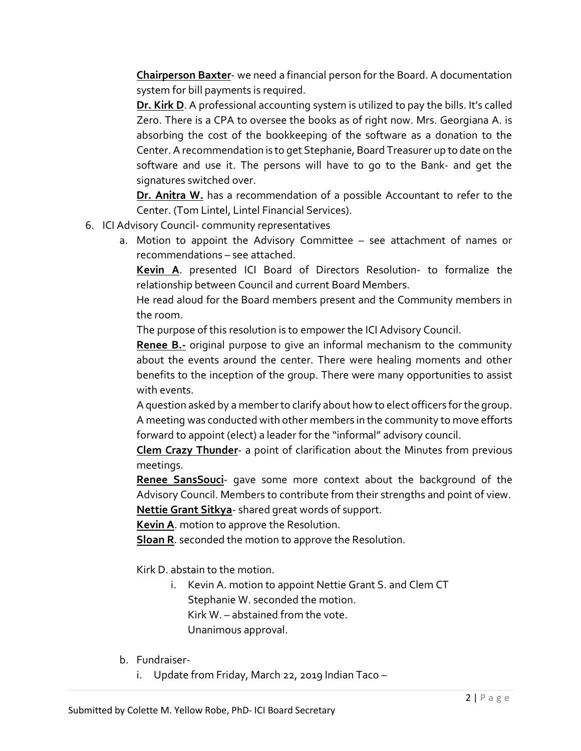**Chairperson Baxter**- we need a financial person for the Board. A documentation system for bill payments is required.

**Dr. Kirk D**. A professional accounting system is utilized to pay the bills. It's called Zero. There is a CPA to oversee the books as of right now. Mrs. Georgiana A. is absorbing the cost of the bookkeeping of the software as a donation to the Center. A recommendation is to get Stephanie, Board Treasurer up to date on the software and use it. The persons will have to go to the Bank- and get the signatures switched over.

**Dr. Anitra W.** has a recommendation of a possible Accountant to refer to the Center. (Tom Lintel, Lintel Financial Services).

6. ICI Advisory Council- community representatives
   a. Motion to appoint the Advisory Committee – see attachment of names or recommendations – see attached.

      **Kevin A**. presented ICI Board of Directors Resolution- to formalize the relationship between Council and current Board Members.

      He read aloud for the Board members present and the Community members in the room.

      The purpose of this resolution is to empower the ICI Advisory Council.

      **Renee B.-** original purpose to give an informal mechanism to the community about the events around the center. There were healing moments and other benefits to the inception of the group. There were many opportunities to assist with events.

      A question asked by a member to clarify about how to elect officers for the group. A meeting was conducted with other members in the community to move efforts forward to appoint (elect) a leader for the "informal" advisory council.

      **Clem Crazy Thunder**- a point of clarification about the Minutes from previous meetings.

      **Renee SansSouci**- gave some more context about the background of the Advisory Council. Members to contribute from their strengths and point of view.

      **Nettie Grant Sitkya**- shared great words of support.

      **Kevin A**. motion to approve the Resolution.

      **Sloan R**. seconded the motion to approve the Resolution.

      Kirk D. abstain to the motion.

      i. Kevin A. motion to appoint Nettie Grant S. and Clem CT
         Stephanie W. seconded the motion.
         Kirk W. – abstained from the vote.
         Unanimous approval.

   b. Fundraiser-
      i. Update from Friday, March 22, 2019 Indian Taco –

Submitted by Colette M. Yellow Robe, PhD- ICI Board Secretary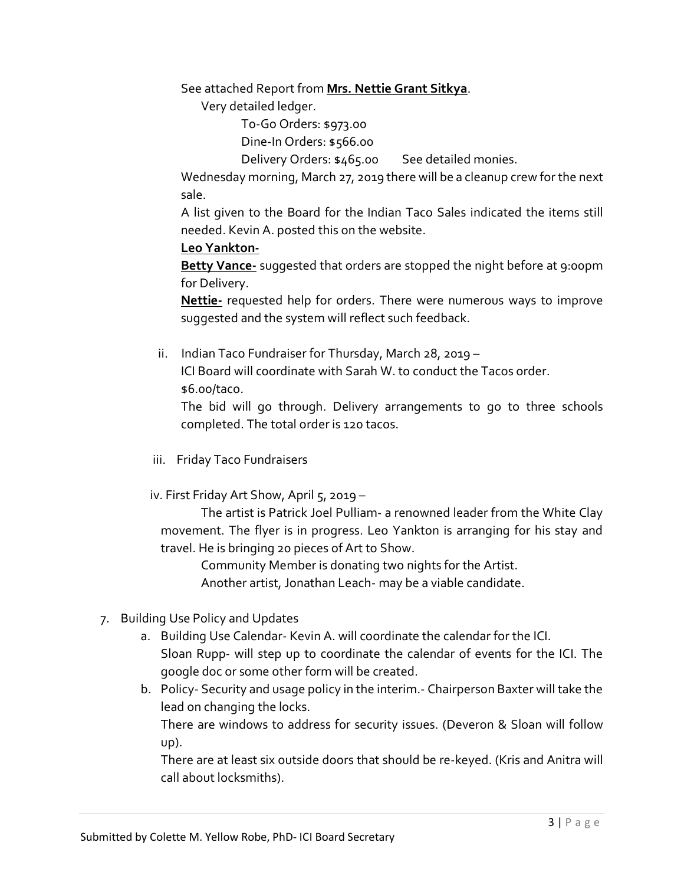See attached Report from **Mrs. Nettie Grant Sitkya**.

Very detailed ledger.

To-Go Orders: $973.00

Dine-In Orders: $566.00

Delivery Orders: $465.00 See detailed monies.

Wednesday morning, March 27, 2019 there will be a cleanup crew for the next sale.

A list given to the Board for the Indian Taco Sales indicated the items still needed. Kevin A. posted this on the website.

**Leo Yankton-**

**Betty Vance-** suggested that orders are stopped the night before at 9:00pm for Delivery.

**Nettie-** requested help for orders. There were numerous ways to improve suggested and the system will reflect such feedback.

ii. Indian Taco Fundraiser for Thursday, March 28, 2019 –

ICI Board will coordinate with Sarah W. to conduct the Tacos order.

$6.00/taco.

The bid will go through. Delivery arrangements to go to three schools completed. The total order is 120 tacos.

iii. Friday Taco Fundraisers

iv. First Friday Art Show, April 5, 2019 –

The artist is Patrick Joel Pulliam- a renowned leader from the White Clay movement. The flyer is in progress. Leo Yankton is arranging for his stay and travel. He is bringing 20 pieces of Art to Show.

Community Member is donating two nights for the Artist.

Another artist, Jonathan Leach- may be a viable candidate.

7. Building Use Policy and Updates
   a. Building Use Calendar- Kevin A. will coordinate the calendar for the ICI.
      Sloan Rupp- will step up to coordinate the calendar of events for the ICI. The google doc or some other form will be created.
   b. Policy- Security and usage policy in the interim.- Chairperson Baxter will take the lead on changing the locks.
      There are windows to address for security issues. (Deveron & Sloan will follow up).
      There are at least six outside doors that should be re-keyed. (Kris and Anitra will call about locksmiths).

Submitted by Colette M. Yellow Robe, PhD- ICI Board Secretary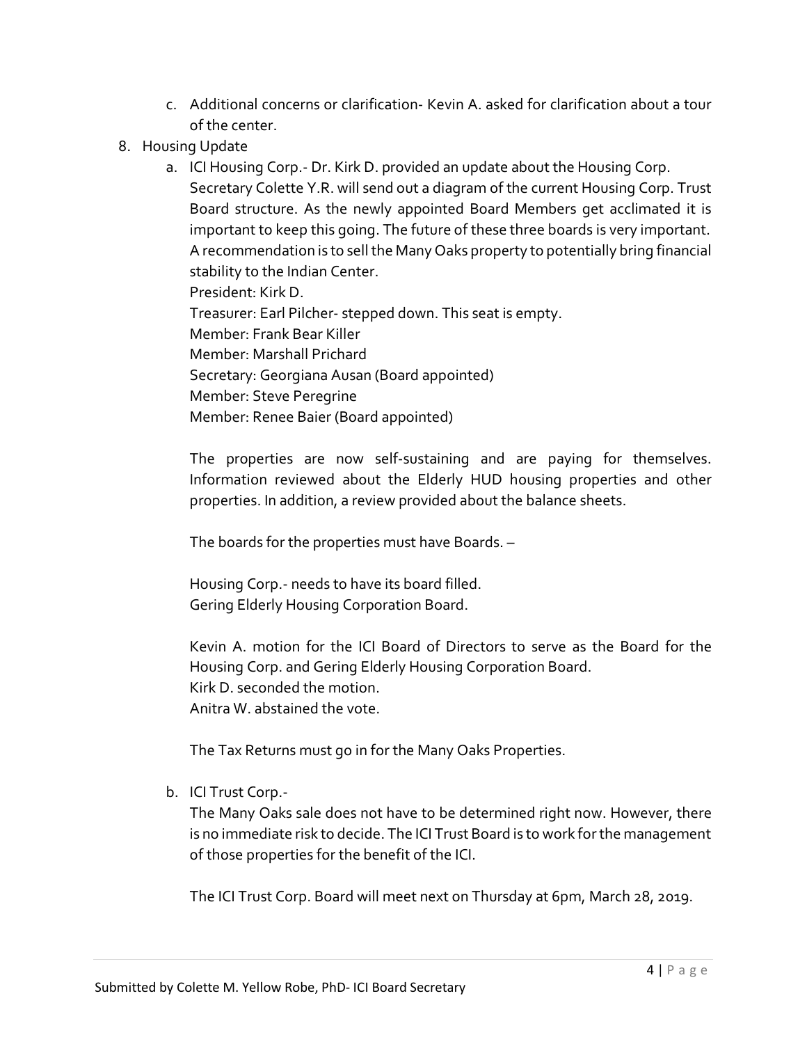c. Additional concerns or clarification- Kevin A. asked for clarification about a tour of the center.

8. Housing Update

   a. ICI Housing Corp.- Dr. Kirk D. provided an update about the Housing Corp. Secretary Colette Y.R. will send out a diagram of the current Housing Corp. Trust Board structure. As the newly appointed Board Members get acclimated it is important to keep this going. The future of these three boards is very important. A recommendation is to sell the Many Oaks property to potentially bring financial stability to the Indian Center.

      President: Kirk D.
      Treasurer: Earl Pilcher- stepped down. This seat is empty.
      Member: Frank Bear Killer
      Member: Marshall Prichard
      Secretary: Georgiana Ausan (Board appointed)
      Member: Steve Peregrine
      Member: Renee Baier (Board appointed)

      The properties are now self-sustaining and are paying for themselves. Information reviewed about the Elderly HUD housing properties and other properties. In addition, a review provided about the balance sheets.

      The boards for the properties must have Boards. –

      Housing Corp.- needs to have its board filled.
      Gering Elderly Housing Corporation Board.

      Kevin A. motion for the ICI Board of Directors to serve as the Board for the Housing Corp. and Gering Elderly Housing Corporation Board.
      Kirk D. seconded the motion.
      Anitra W. abstained the vote.

      The Tax Returns must go in for the Many Oaks Properties.

   b. ICI Trust Corp.-

      The Many Oaks sale does not have to be determined right now. However, there is no immediate risk to decide. The ICI Trust Board is to work for the management of those properties for the benefit of the ICI.

      The ICI Trust Corp. Board will meet next on Thursday at 6pm, March 28, 2019.

Submitted by Colette M. Yellow Robe, PhD- ICI Board Secretary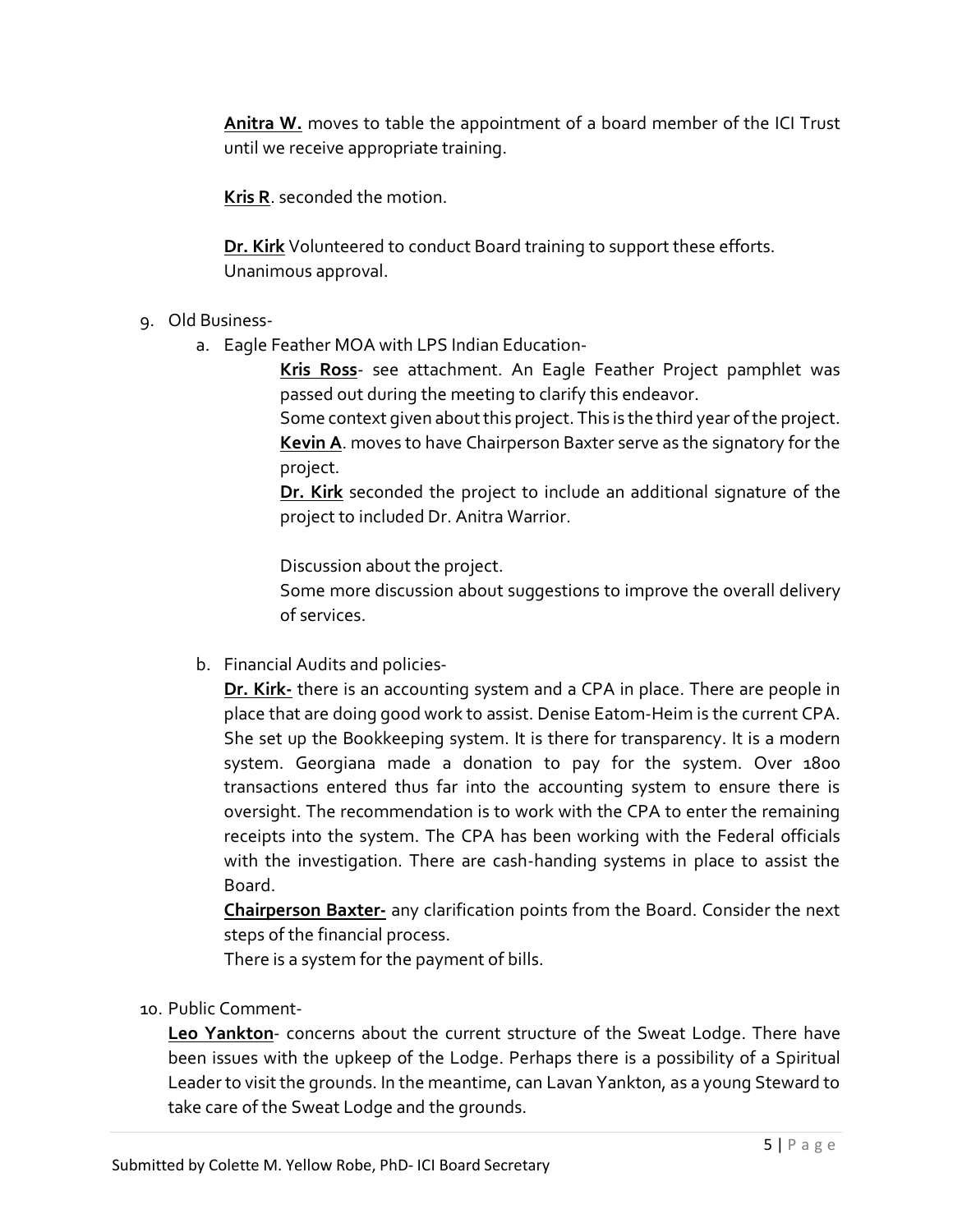**Anitra W.** moves to table the appointment of a board member of the ICI Trust until we receive appropriate training.

**Kris R**. seconded the motion.

**Dr. Kirk** Volunteered to conduct Board training to support these efforts. Unanimous approval.

9. Old Business-
   a. Eagle Feather MOA with LPS Indian Education-

      **Kris Ross**- see attachment. An Eagle Feather Project pamphlet was passed out during the meeting to clarify this endeavor.
      Some context given about this project. This is the third year of the project.
      **Kevin A**. moves to have Chairperson Baxter serve as the signatory for the project.
      **Dr. Kirk** seconded the project to include an additional signature of the project to included Dr. Anitra Warrior.

      Discussion about the project.
      Some more discussion about suggestions to improve the overall delivery of services.

   b. Financial Audits and policies-

      **Dr. Kirk-** there is an accounting system and a CPA in place. There are people in place that are doing good work to assist. Denise Eatom-Heim is the current CPA. She set up the Bookkeeping system. It is there for transparency. It is a modern system. Georgiana made a donation to pay for the system. Over 1800 transactions entered thus far into the accounting system to ensure there is oversight. The recommendation is to work with the CPA to enter the remaining receipts into the system. The CPA has been working with the Federal officials with the investigation. There are cash-handing systems in place to assist the Board.
      **Chairperson Baxter-** any clarification points from the Board. Consider the next steps of the financial process.
      There is a system for the payment of bills.

10. Public Comment-

    **Leo Yankton**- concerns about the current structure of the Sweat Lodge. There have been issues with the upkeep of the Lodge. Perhaps there is a possibility of a Spiritual Leader to visit the grounds. In the meantime, can Lavan Yankton, as a young Steward to take care of the Sweat Lodge and the grounds.

Submitted by Colette M. Yellow Robe, PhD- ICI Board Secretary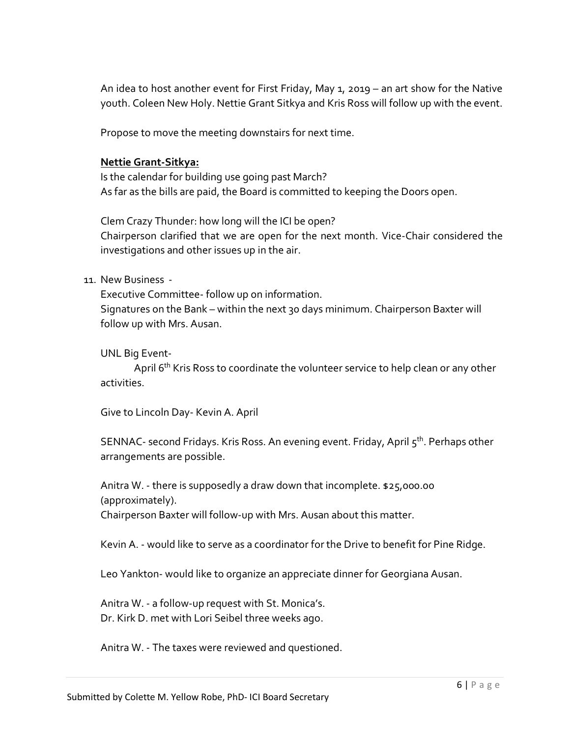An idea to host another event for First Friday, May 1, 2019 – an art show for the Native youth. Coleen New Holy. Nettie Grant Sitkya and Kris Ross will follow up with the event.

Propose to move the meeting downstairs for next time.

**Nettie Grant-Sitkya:**

Is the calendar for building use going past March?
As far as the bills are paid, the Board is committed to keeping the Doors open.

Clem Crazy Thunder: how long will the ICI be open?
Chairperson clarified that we are open for the next month. Vice-Chair considered the investigations and other issues up in the air.

11. New Business -

Executive Committee- follow up on information.
Signatures on the Bank – within the next 30 days minimum. Chairperson Baxter will follow up with Mrs. Ausan.

UNL Big Event-

April 6th Kris Ross to coordinate the volunteer service to help clean or any other activities.

Give to Lincoln Day- Kevin A. April

SENNAC- second Fridays. Kris Ross. An evening event. Friday, April 5th. Perhaps other arrangements are possible.

Anitra W. - there is supposedly a draw down that incomplete. $25,000.00 (approximately).
Chairperson Baxter will follow-up with Mrs. Ausan about this matter.

Kevin A. - would like to serve as a coordinator for the Drive to benefit for Pine Ridge.

Leo Yankton- would like to organize an appreciate dinner for Georgiana Ausan.

Anitra W. - a follow-up request with St. Monica's.
Dr. Kirk D. met with Lori Seibel three weeks ago.

Anitra W. - The taxes were reviewed and questioned.

Submitted by Colette M. Yellow Robe, PhD- ICI Board Secretary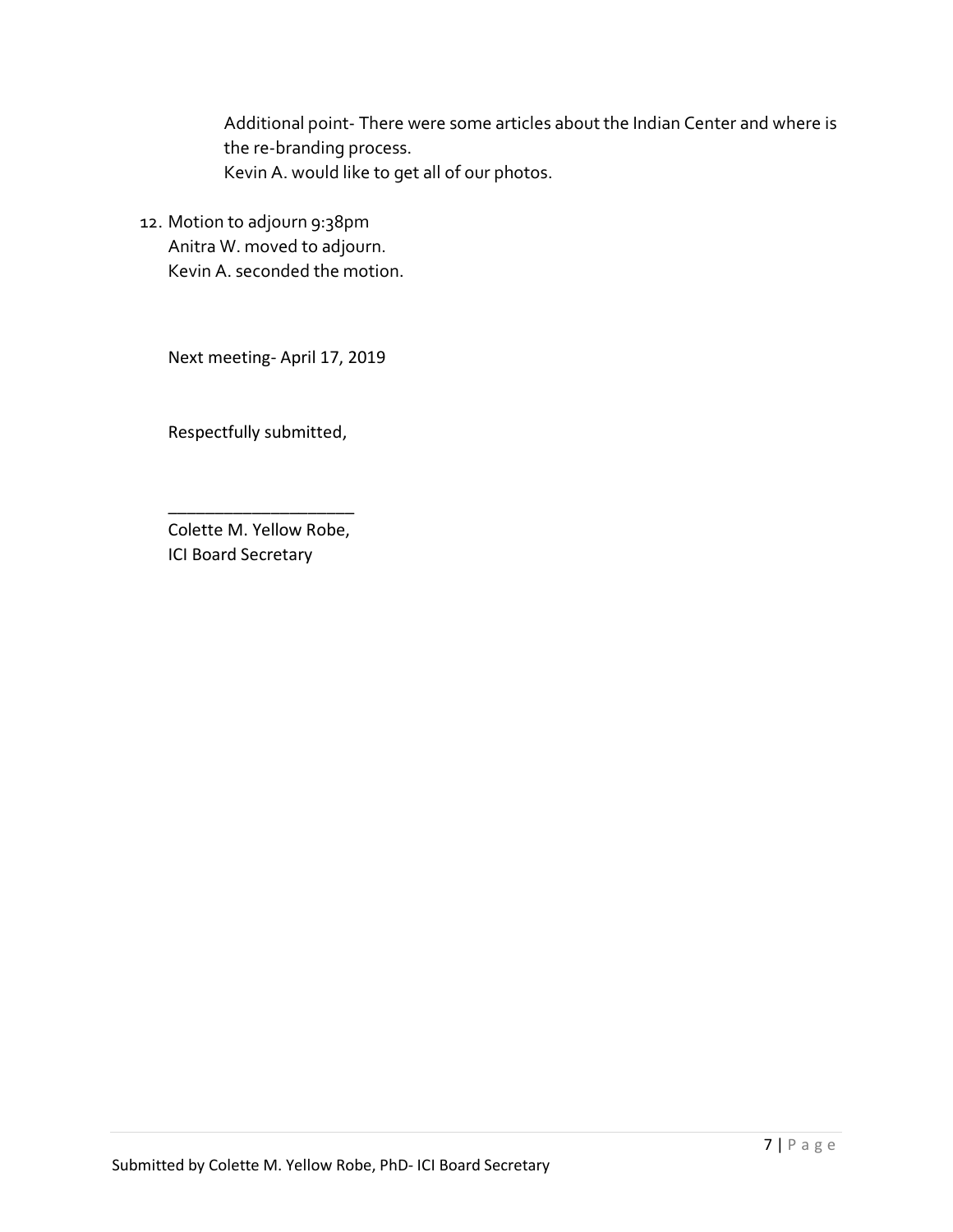Additional point- There were some articles about the Indian Center and where is the re-branding process.
Kevin A. would like to get all of our photos.

12. Motion to adjourn 9:38pm
    Anitra W. moved to adjourn.
    Kevin A. seconded the motion.

Next meeting- April 17, 2019

Respectfully submitted,

\_\_\_\_\_\_\_\_\_\_\_\_\_\_\_\_\_\_\_\_
Colette M. Yellow Robe,
ICI Board Secretary